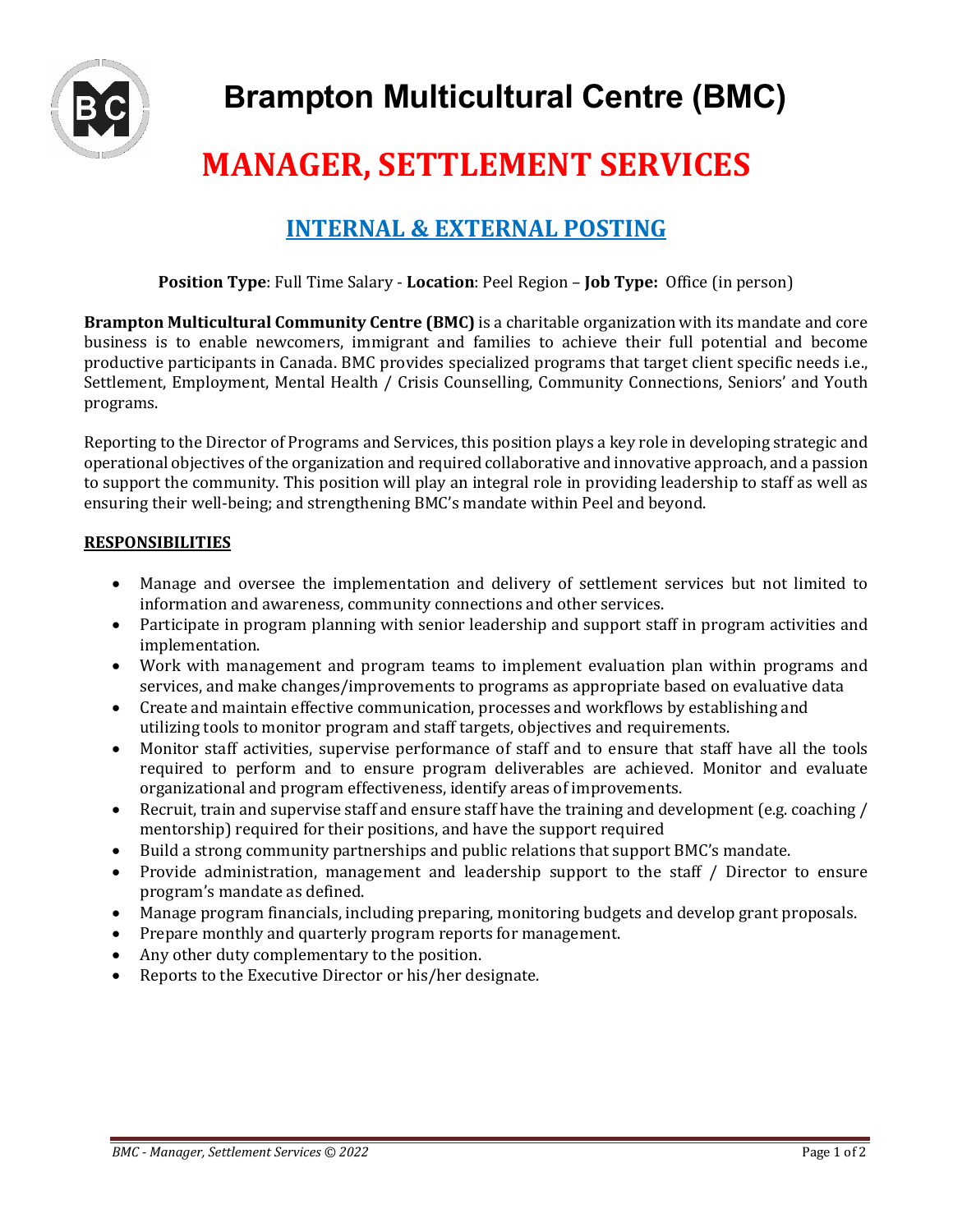# Brampton Multicultural Centre (BMC)

# MANAGER, SETTLEMENT SERVICES

## INTERNAL & EXTERNAL POSTING

**Position Type**: Full Time Salary - **Location**: Peel Region – **Job Type:** Office (in person)

**Brampton Multicultural Community Centre (BMC)** is a charitable organization with its mandate and core business is to enable newcomers, immigrant and families to achieve their full potential and become productive participants in Canada. BMC provides specialized programs that target client specific needs i.e., Settlement, Employment, Mental Health / Crisis Counselling, Community Connections, Seniors' and Youth programs.

Reporting to the Director of Programs and Services, this position plays a key role in developing strategic and operational objectives of the organization and required collaborative and innovative approach, and a passion to support the community. This position will play an integral role in providing leadership to staff as well as ensuring their well-being; and strengthening BMC's mandate within Peel and beyond.

### RESPONSIBILITIES

- Manage and oversee the implementation and delivery of settlement services but not limited to information and awareness, community connections and other services.
- Participate in program planning with senior leadership and support staff in program activities and implementation.
- Work with management and program teams to implement evaluation plan within programs and services, and make changes/improvements to programs as appropriate based on evaluative data
- Create and maintain effective communication, processes and workflows by establishing and utilizing tools to monitor program and staff targets, objectives and requirements.
- Monitor staff activities, supervise performance of staff and to ensure that staff have all the tools required to perform and to ensure program deliverables are achieved. Monitor and evaluate organizational and program effectiveness, identify areas of improvements.
- Recruit, train and supervise staff and ensure staff have the training and development (e.g. coaching / mentorship) required for their positions, and have the support required
- Build a strong community partnerships and public relations that support BMC's mandate.
- Provide administration, management and leadership support to the staff / Director to ensure program's mandate as defined.
- Manage program financials, including preparing, monitoring budgets and develop grant proposals.
- Prepare monthly and quarterly program reports for management.
- Any other duty complementary to the position.
- Reports to the Executive Director or his/her designate.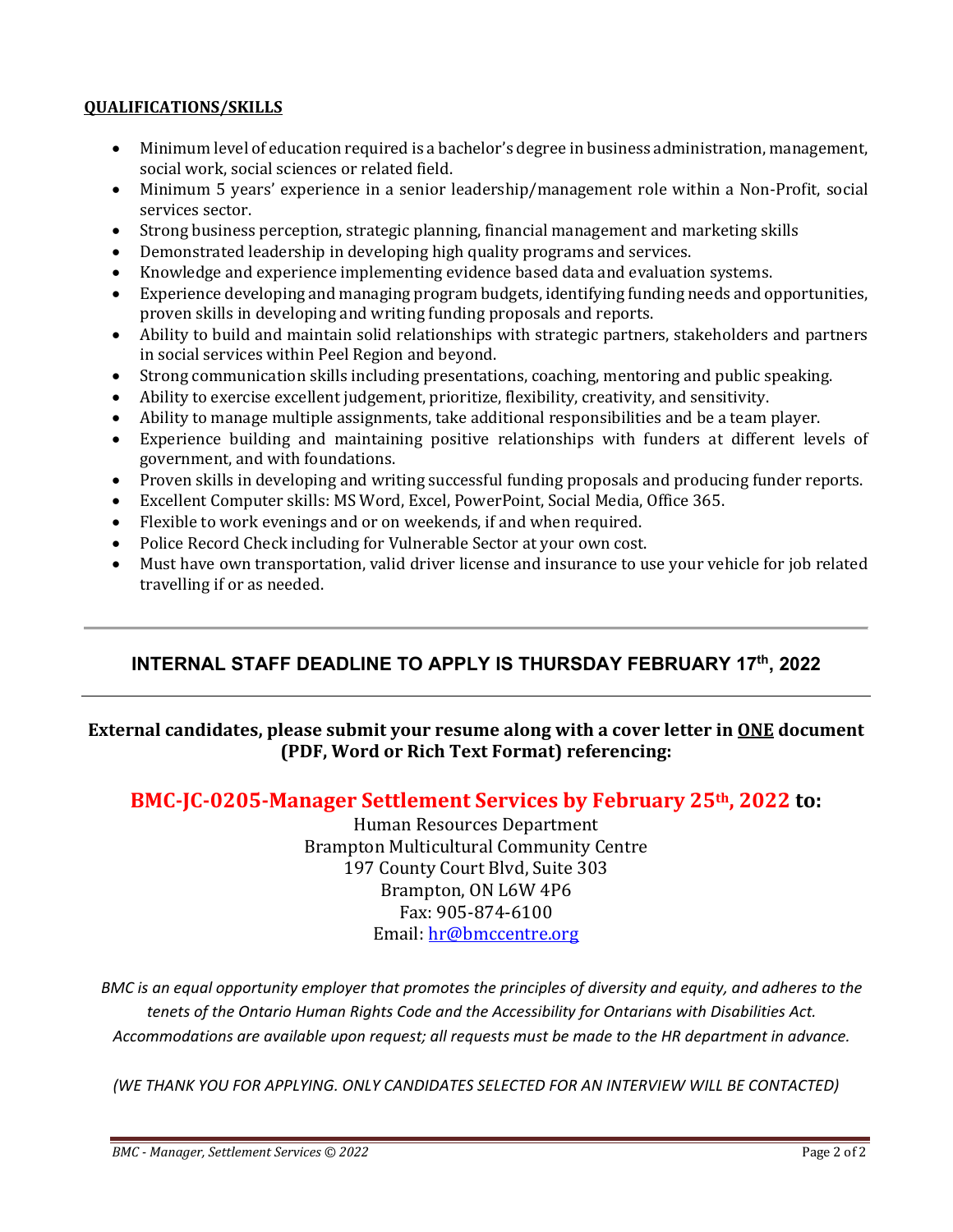**QUALIFICATIONS/SKILLS**

- Minimum level of education required is a bachelor's degree in business administration, management, social work, social sciences or related field.
- Minimum 5 years' experience in a senior leadership/management role within a Non-Profit, social services sector.
- Strong business perception, strategic planning, financial management and marketing skills
- Demonstrated leadership in developing high quality programs and services.
- Knowledge and experience implementing evidence based data and evaluation systems.
- Experience developing and managing program budgets, identifying funding needs and opportunities, proven skills in developing and writing funding proposals and reports.
- Ability to build and maintain solid relationships with strategic partners, stakeholders and partners in social services within Peel Region and beyond.
- Strong communication skills including presentations, coaching, mentoring and public speaking.
- Ability to exercise excellent judgement, prioritize, flexibility, creativity, and sensitivity.
- Ability to manage multiple assignments, take additional responsibilities and be a team player.
- Experience building and maintaining positive relationships with funders at different levels of government, and with foundations.
- Proven skills in developing and writing successful funding proposals and producing funder reports.
- Excellent Computer skills: MS Word, Excel, PowerPoint, Social Media, Office 365.
- Flexible to work evenings and or on weekends, if and when required.
- Police Record Check including for Vulnerable Sector at your own cost.
- Must have own transportation, valid driver license and insurance to use your vehicle for job related travelling if or as needed.

---

**INTERNAL STAFF DEADLINE TO APPLY IS THURSDAY FEBRUARY 17th, 2022**

---

**External candidates, please submit your resume along with a cover letter in ONE document (PDF, Word or Rich Text Format) referencing:**

**BMC-JC-0205-Manager Settlement Services by February 25th, 2022 to:**

Human Resources Department
Brampton Multicultural Community Centre
197 County Court Blvd, Suite 303
Brampton, ON L6W 4P6
Fax: 905-874-6100
Email: hr@bmccentre.org

*BMC is an equal opportunity employer that promotes the principles of diversity and equity, and adheres to the tenets of the Ontario Human Rights Code and the Accessibility for Ontarians with Disabilities Act. Accommodations are available upon request; all requests must be made to the HR department in advance.*

*(WE THANK YOU FOR APPLYING. ONLY CANDIDATES SELECTED FOR AN INTERVIEW WILL BE CONTACTED)*